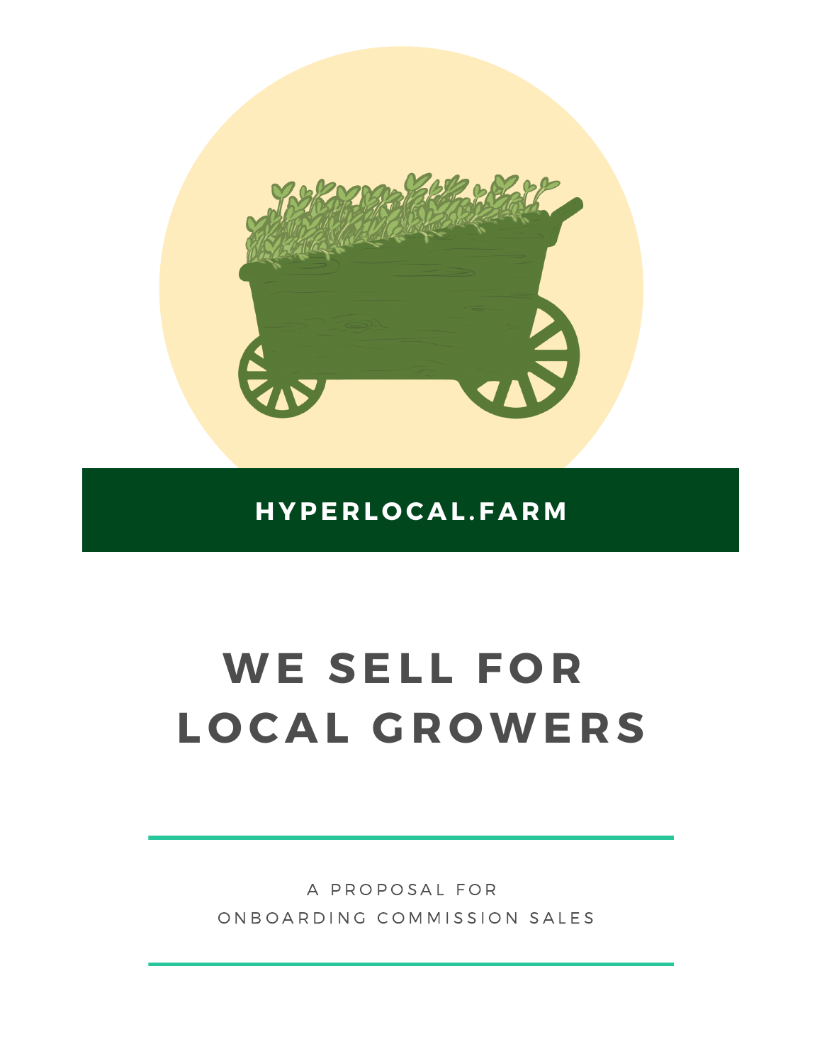**HYPERLOCAL.FARM**

# WE SELL FOR LOCAL GROWERS

A PROPOSAL FOR
ONBOARDING COMMISSION SALES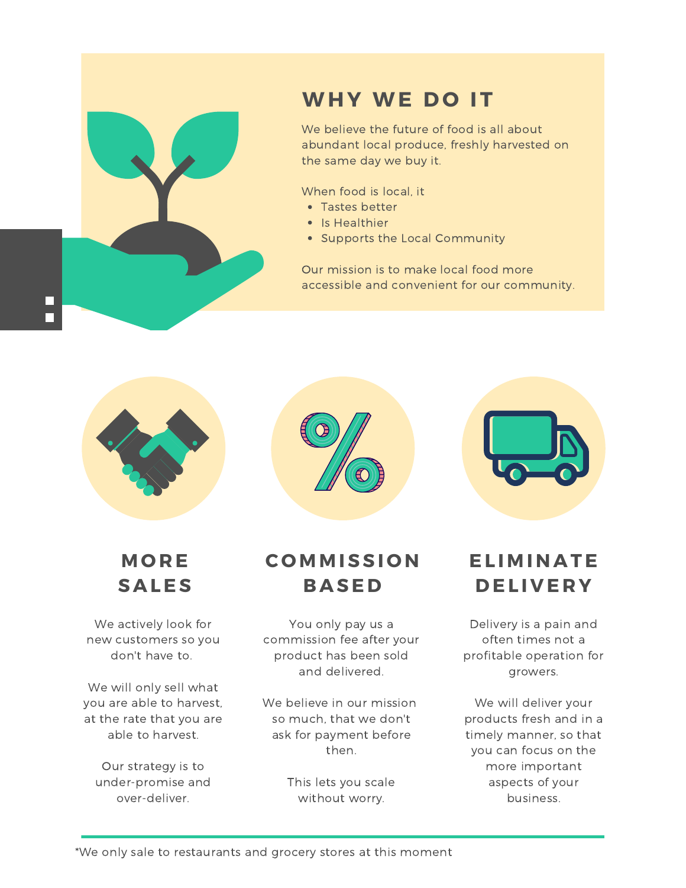## WHY WE DO IT

We believe the future of food is all about abundant local produce, freshly harvested on the same day we buy it.

When food is local, it

- Tastes better
- Is Healthier
- Supports the Local Community

Our mission is to make local food more accessible and convenient for our community.

### MORE SALES

We actively look for new customers so you don't have to.

We will only sell what you are able to harvest, at the rate that you are able to harvest.

Our strategy is to under-promise and over-deliver.

### COMMISSION BASED

You only pay us a commission fee after your product has been sold and delivered.

We believe in our mission so much, that we don't ask for payment before then.

This lets you scale without worry.

### ELIMINATE DELIVERY

Delivery is a pain and often times not a profitable operation for growers.

We will deliver your products fresh and in a timely manner, so that you can focus on the more important aspects of your business.

---

*We only sale to restaurants and grocery stores at this moment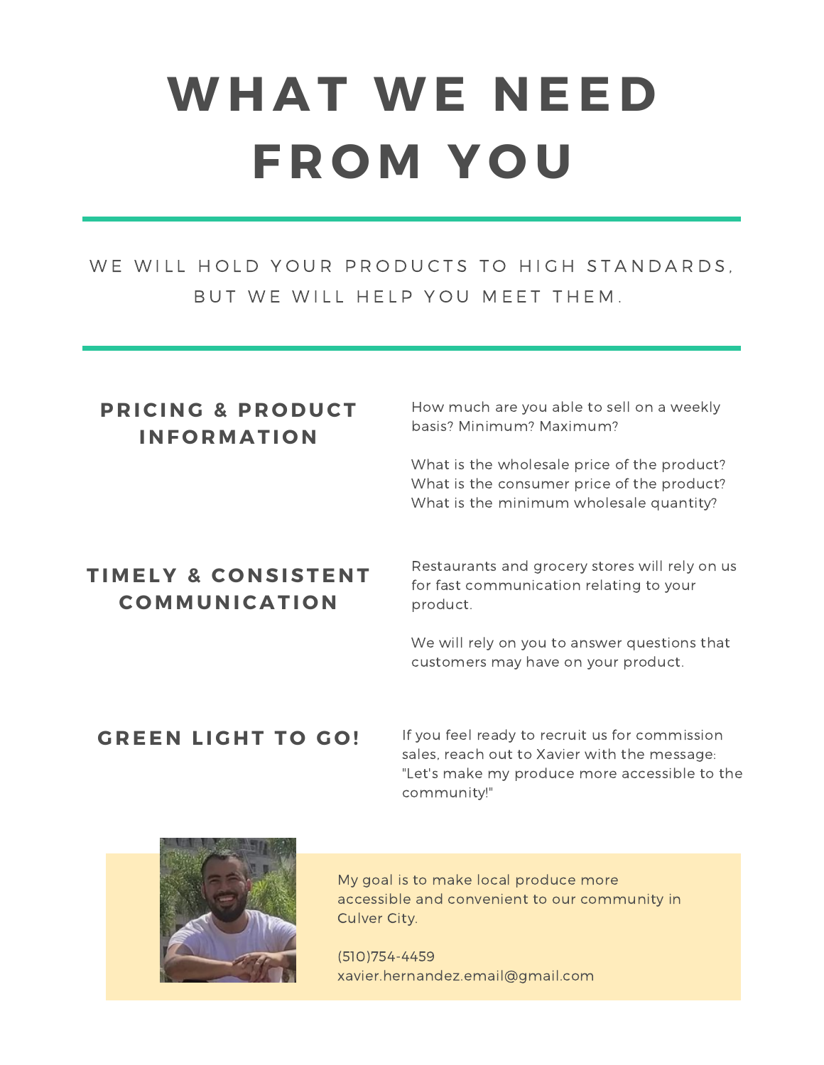# WHAT WE NEED FROM YOU

WE WILL HOLD YOUR PRODUCTS TO HIGH STANDARDS, BUT WE WILL HELP YOU MEET THEM.

## PRICING & PRODUCT INFORMATION

How much are you able to sell on a weekly basis? Minimum? Maximum?

What is the wholesale price of the product?
What is the consumer price of the product?
What is the minimum wholesale quantity?

## TIMELY & CONSISTENT COMMUNICATION

Restaurants and grocery stores will rely on us for fast communication relating to your product.

We will rely on you to answer questions that customers may have on your product.

## GREEN LIGHT TO GO!

If you feel ready to recruit us for commission sales, reach out to Xavier with the message: "Let's make my produce more accessible to the community!"

My goal is to make local produce more accessible and convenient to our community in Culver City.

(510)754-4459
xavier.hernandez.email@gmail.com